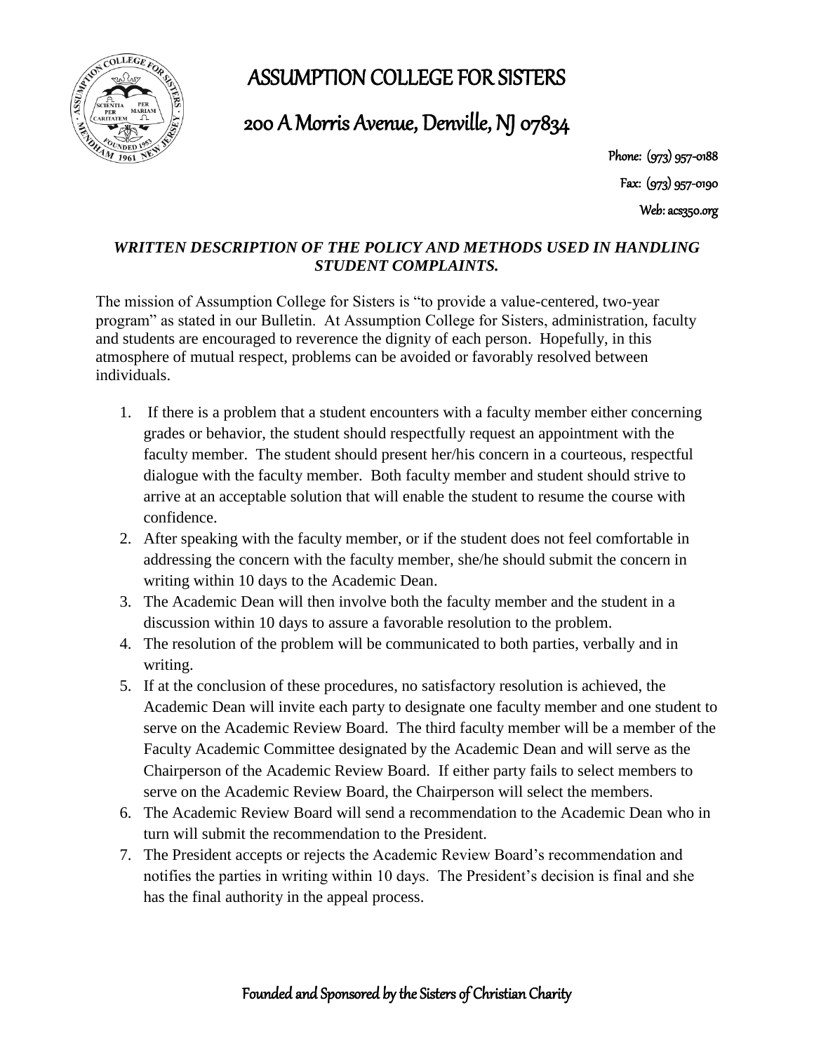# ASSUMPTION COLLEGE FOR SISTERS

## 200 A Morris Avenue, Denville, NJ 07834

Phone: (973) 957-0188

Fax: (973) 957-0190

Web: acs350.org

***WRITTEN DESCRIPTION OF THE POLICY AND METHODS USED IN HANDLING STUDENT COMPLAINTS.***

The mission of Assumption College for Sisters is "to provide a value-centered, two-year program" as stated in our Bulletin. At Assumption College for Sisters, administration, faculty and students are encouraged to reverence the dignity of each person. Hopefully, in this atmosphere of mutual respect, problems can be avoided or favorably resolved between individuals.

1. If there is a problem that a student encounters with a faculty member either concerning grades or behavior, the student should respectfully request an appointment with the faculty member. The student should present her/his concern in a courteous, respectful dialogue with the faculty member. Both faculty member and student should strive to arrive at an acceptable solution that will enable the student to resume the course with confidence.
2. After speaking with the faculty member, or if the student does not feel comfortable in addressing the concern with the faculty member, she/he should submit the concern in writing within 10 days to the Academic Dean.
3. The Academic Dean will then involve both the faculty member and the student in a discussion within 10 days to assure a favorable resolution to the problem.
4. The resolution of the problem will be communicated to both parties, verbally and in writing.
5. If at the conclusion of these procedures, no satisfactory resolution is achieved, the Academic Dean will invite each party to designate one faculty member and one student to serve on the Academic Review Board. The third faculty member will be a member of the Faculty Academic Committee designated by the Academic Dean and will serve as the Chairperson of the Academic Review Board. If either party fails to select members to serve on the Academic Review Board, the Chairperson will select the members.
6. The Academic Review Board will send a recommendation to the Academic Dean who in turn will submit the recommendation to the President.
7. The President accepts or rejects the Academic Review Board's recommendation and notifies the parties in writing within 10 days. The President's decision is final and she has the final authority in the appeal process.

Founded and Sponsored by the Sisters of Christian Charity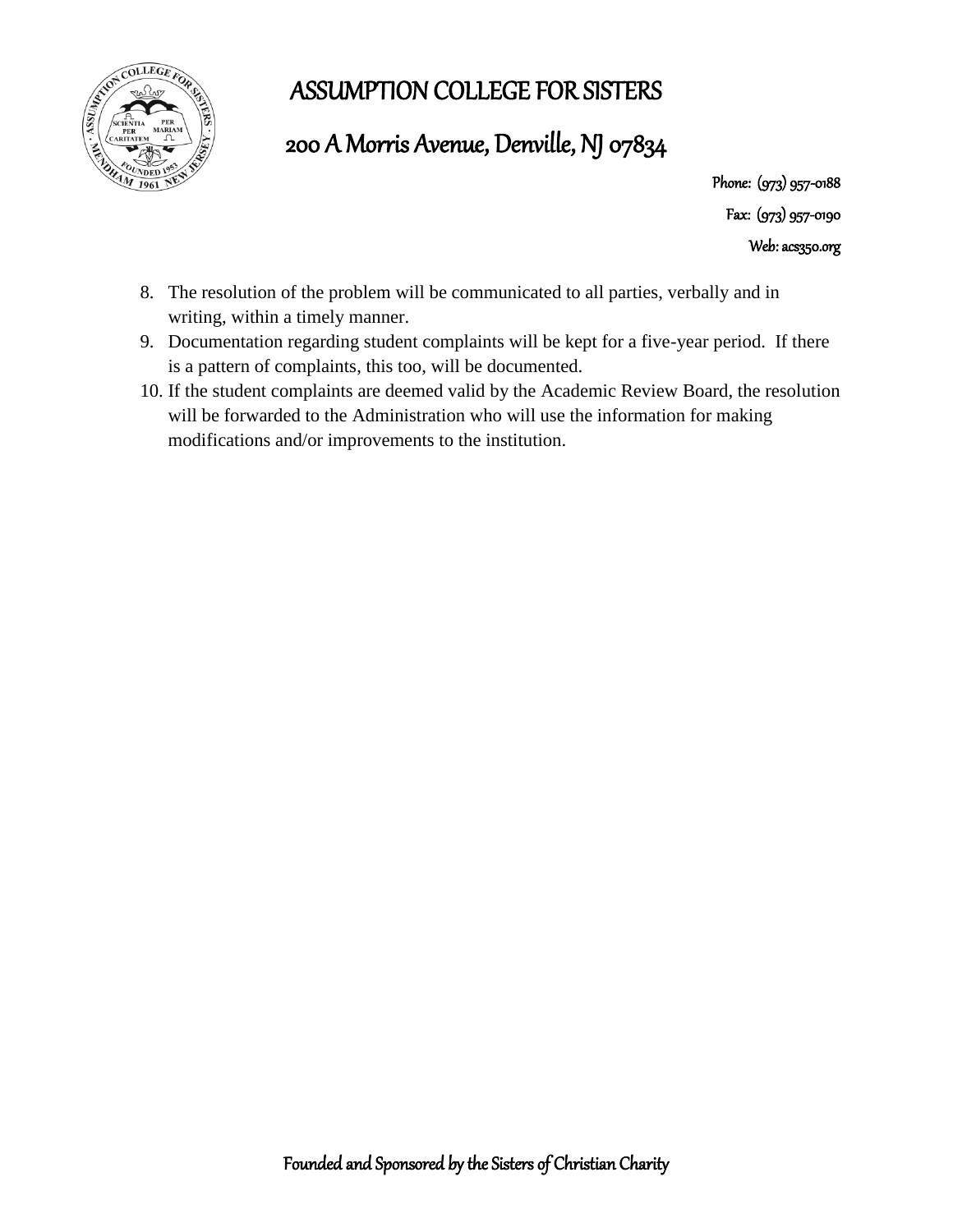# ASSUMPTION COLLEGE FOR SISTERS

## 200 A Morris Avenue, Denville, NJ 07834

Phone: (973) 957-0188

Fax: (973) 957-0190

Web: acs350.org

8. The resolution of the problem will be communicated to all parties, verbally and in writing, within a timely manner.
9. Documentation regarding student complaints will be kept for a five-year period. If there is a pattern of complaints, this too, will be documented.
10. If the student complaints are deemed valid by the Academic Review Board, the resolution will be forwarded to the Administration who will use the information for making modifications and/or improvements to the institution.

Founded and Sponsored by the Sisters of Christian Charity